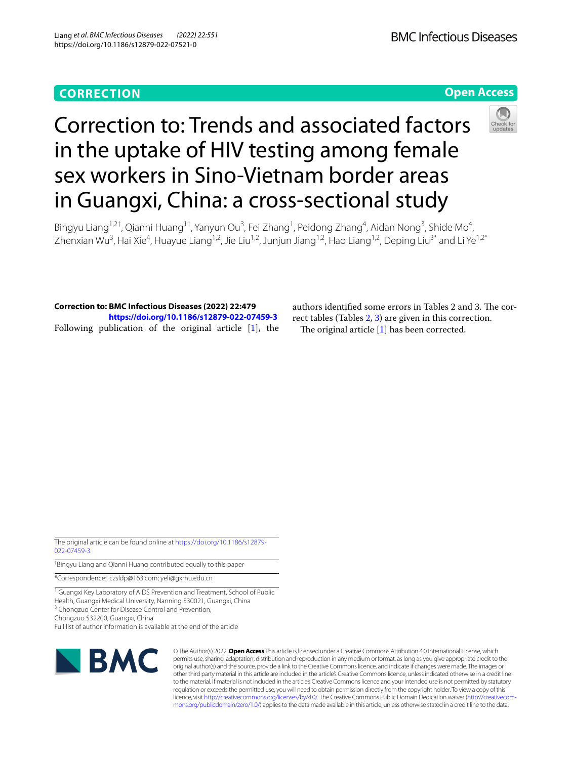**CORRECTION**

**Open Access**

# Correction to: Trends and associated factors in the uptake of HIV testing among female sex workers in Sino-Vietnam border areas in Guangxi, China: a cross-sectional study

Bingyu Liang[1,2†], Qianni Huang[1†], Yanyun Ou[3], Fei Zhang[1], Peidong Zhang[4], Aidan Nong[3], Shide Mo[4], Zhenxian Wu[3], Hai Xie[4], Huayue Liang[1,2], Jie Liu[1,2], Junjun Jiang[1,2], Hao Liang[1,2], Deping Liu[3*] and Li Ye[1,2*]

**Correction to: BMC Infectious Diseases (2022) 22:479**
**https://doi.org/10.1186/s12879-022-07459-3**

Following publication of the original article [1], the authors identified some errors in Tables 2 and 3. The correct tables (Tables 2, 3) are given in this correction.

The original article [1] has been corrected.

The original article can be found online at https://doi.org/10.1186/s12879-022-07459-3.

†Bingyu Liang and Qianni Huang contributed equally to this paper

*Correspondence: czsldp@163.com; yeli@gxmu.edu.cn

[1] Guangxi Key Laboratory of AIDS Prevention and Treatment, School of Public Health, Guangxi Medical University, Nanning 530021, Guangxi, China
[3] Chongzuo Center for Disease Control and Prevention, Chongzuo 532200, Guangxi, China
Full list of author information is available at the end of the article

© The Author(s) 2022. **Open Access** This article is licensed under a Creative Commons Attribution 4.0 International License, which permits use, sharing, adaptation, distribution and reproduction in any medium or format, as long as you give appropriate credit to the original author(s) and the source, provide a link to the Creative Commons licence, and indicate if changes were made. The images or other third party material in this article are included in the article's Creative Commons licence, unless indicated otherwise in a credit line to the material. If material is not included in the article's Creative Commons licence and your intended use is not permitted by statutory regulation or exceeds the permitted use, you will need to obtain permission directly from the copyright holder. To view a copy of this licence, visit http://creativecommons.org/licenses/by/4.0/. The Creative Commons Public Domain Dedication waiver (http://creativecommons.org/publicdomain/zero/1.0/) applies to the data made available in this article, unless otherwise stated in a credit line to the data.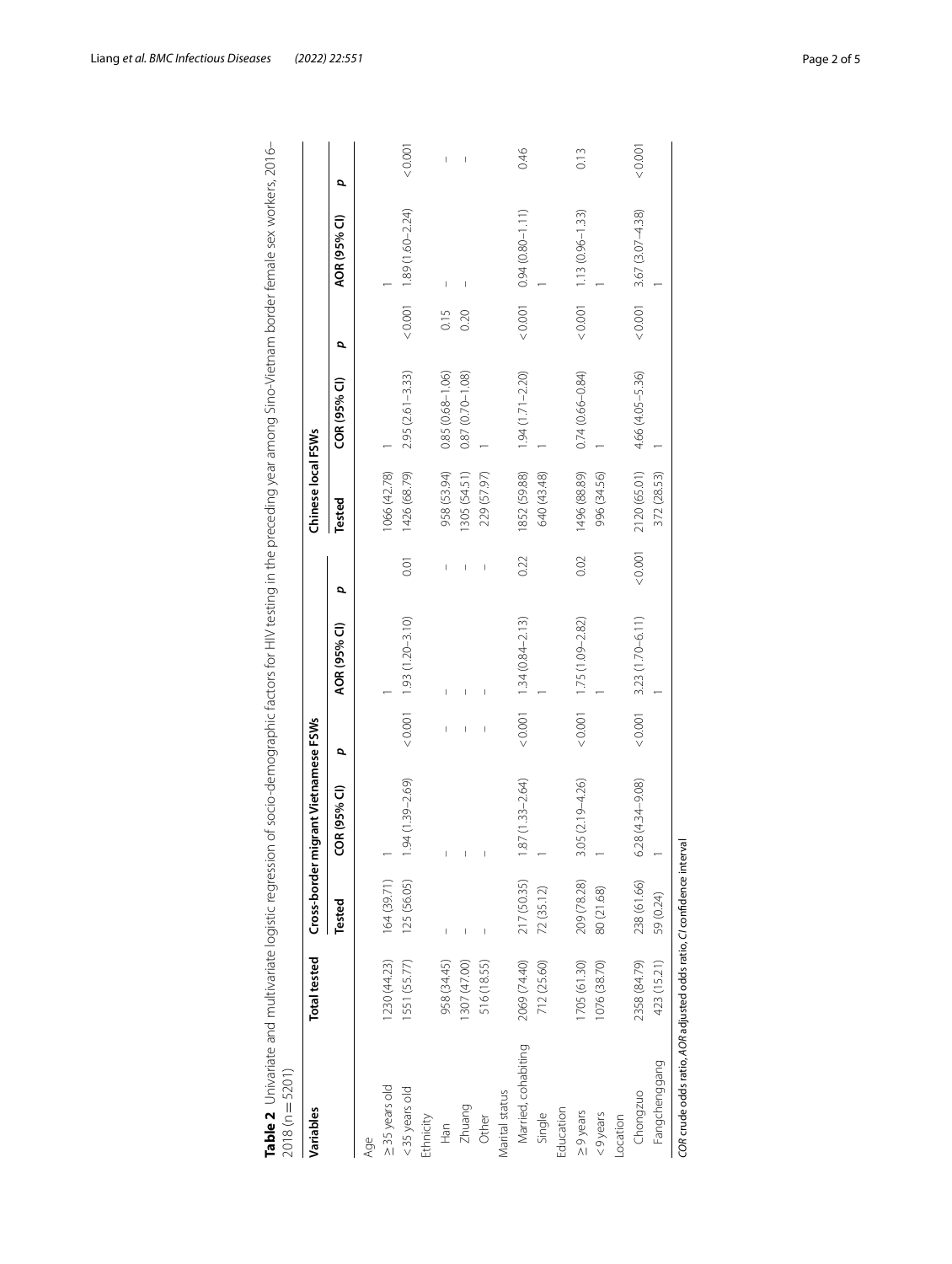**Table 2** Univariate and multivariate logistic regression of socio-demographic factors for HIV testing in the preceding year among Sino-Vietnam border female sex workers, 2016–2018 (n = 5201)

| Variables | Total tested | Cross-border migrant Vietnamese FSWs | | | | | Chinese local FSWs | | | | |
|---|---|---|---|---|---|---|---|---|---|---|---|
| | | Tested | COR (95% CI) | *p* | AOR (95% CI) | *p* | Tested | COR (95% CI) | *p* | AOR (95% CI) | *p* |
| Age | | | | | | | | | | | |
| ≥ 35 years old | 1230 (44.23) | 164 (39.71) | 1 | | 1 | | 1066 (42.78) | 1 | | 1 | |
| < 35 years old | 1551 (55.77) | 125 (56.05) | 1.94 (1.39–2.69) | < 0.001 | 1.93 (1.20–3.10) | 0.01 | 1426 (68.79) | 2.95 (2.61–3.33) | < 0.001 | 1.89 (1.60–2.24) | < 0.001 |
| Ethnicity | | | | | | | | | | | |
| Han | 958 (34.45) | – | – | – | – | – | 958 (53.94) | 0.85 (0.68–1.06) | 0.15 | – | – |
| Zhuang | 1307 (47.00) | – | – | – | – | – | 1305 (54.51) | 0.87 (0.70–1.08) | 0.20 | – | – |
| Other | 516 (18.55) | – | – | – | – | – | 229 (57.97) | 1 | | | |
| Marital status | | | | | | | | | | | |
| Married, cohabiting | 2069 (74.40) | 217 (50.35) | 1.87 (1.33–2.64) | < 0.001 | 1.34 (0.84–2.13) | 0.22 | 1852 (59.88) | 1.94 (1.71–2.20) | < 0.001 | 0.94 (0.80–1.11) | 0.46 |
| Single | 712 (25.60) | 72 (35.12) | 1 | | 1 | | 640 (43.48) | 1 | | 1 | |
| Education | | | | | | | | | | | |
| ≥ 9 years | 1705 (61.30) | 209 (78.28) | 3.05 (2.19–4.26) | < 0.001 | 1.75 (1.09–2.82) | 0.02 | 1496 (88.89) | 0.74 (0.66–0.84) | < 0.001 | 1.13 (0.96–1.33) | 0.13 |
| < 9 years | 1076 (38.70) | 80 (21.68) | 1 | | 1 | | 996 (34.56) | 1 | | 1 | |
| Location | | | | | | | | | | | |
| Chongzuo | 2358 (84.79) | 238 (61.66) | 6.28 (4.34–9.08) | < 0.001 | 3.23 (1.70–6.11) | < 0.001 | 2120 (65.01) | 4.66 (4.05–5.36) | < 0.001 | 3.67 (3.07–4.38) | < 0.001 |
| Fangchenggang | 423 (15.21) | 59 (0.24) | 1 | | 1 | | 372 (28.53) | 1 | | 1 | |

*COR* crude odds ratio, *AOR* adjusted odds ratio, *CI* confidence interval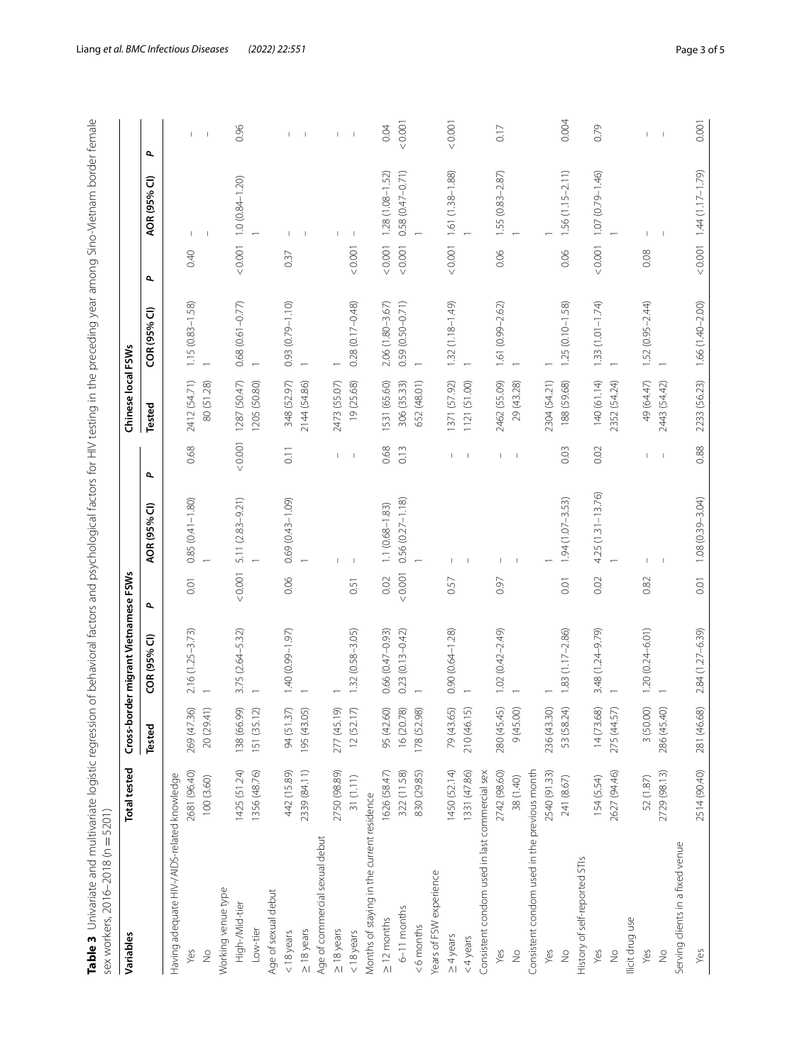**Table 3** Univariate and multivariate logistic regression of behavioral factors and psychological factors for HIV testing in the preceding year among Sino-Vietnam border female sex workers, 2016–2018 (n = 5201)

| Variables | Total tested | Cross-border migrant Vietnamese FSWs | | | | | Chinese local FSWs | | | | |
|---|---|---|---|---|---|---|---|---|---|---|---|
| | | Tested | COR (95% CI) | P | AOR (95% CI) | P | Tested | COR (95% CI) | P | AOR (95% CI) | P |
| Having adequate HIV-/AIDS-related knowledge | | | | | | | | | | | |
| Yes | 2681 (96.40) | 269 (47.36) | 2.16 (1.25–3.73) | 0.01 | 0.85 (0.41–1.80) | 0.68 | 2412 (54.71) | 1.15 (0.83–1.58) | 0.40 | – | – |
| No | 100 (3.60) | 20 (29.41) | 1 | | 1 | | 80 (51.28) | 1 | | – | – |
| Working venue type | | | | | | | | | | | |
| High-/Mid-tier | 1425 (51.24) | 138 (66.99) | 3.75 (2.64–5.32) | < 0.001 | 5.11 (2.83–9.21) | < 0.001 | 1287 (50.47) | 0.68 (0.61–0.77) | < 0.001 | 1.0 (0.84–1.20) | 0.96 |
| Low-tier | 1356 (48.76) | 151 (35.12) | 1 | | 1 | | 1205 (50.80) | 1 | | 1 | |
| Age of sexual debut | | | | | | | | | | | |
| < 18 years | 442 (15.89) | 94 (51.37) | 1.40 (0.99–1.97) | 0.06 | 0.69 (0.43–1.09) | 0.11 | 348 (52.97) | 0.93 (0.79–1.10) | 0.37 | – | – |
| ≥ 18 years | 2339 (84.11) | 195 (43.05) | 1 | | 1 | | 2144 (54.86) | 1 | | – | – |
| Age of commercial sexual debut | | | | | | | | | | | |
| ≥ 18 years | 2750 (98.89) | 277 (45.19) | 1 | | 1 | – | 2473 (55.07) | 1 | | 1 | – |
| < 18 years | 31 (1.11) | 12 (52.17) | 1.32 (0.58–3.05) | 0.51 | – | – | 19 (25.68) | 0.28 (0.17–0.48) | < 0.001 | – | – |
| Months of staying in the current residence | | | | | | | | | | | |
| ≥ 12 months | 1626 (58.47) | 95 (42.60) | 0.66 (0.47–0.93) | 0.02 | 1.1 (0.68–1.83) | 0.68 | 1531 (65.60) | 2.06 (1.80–3.67) | < 0.001 | 1.28 (1.08–1.52) | 0.04 |
| 6–11 months | 322 (11.58) | 16 (20.78) | 0.23 (0.13–0.42) | < 0.001 | 0.56 (0.27–1.18) | 0.13 | 306 (35.33) | 0.59 (0.50–0.71) | < 0.001 | 0.58 (0.47–0.71) | < 0.001 |
| < 6 months | 830 (29.85) | 178 (52.98) | 1 | | 1 | | 652 (48.01) | 1 | | 1 | |
| Years of FSW experience | | | | | | | | | | | |
| ≥ 4 years | 1450 (52.14) | 79 (43.65) | 0.90 (0.64–1.28) | 0.57 | – | – | 1371 (57.92) | 1.32 (1.18–1.49) | < 0.001 | 1.61 (1.38–1.88) | < 0.001 |
| < 4 years | 1331 (47.86) | 210 (46.15) | 1 | | – | – | 1121 (51.00) | 1 | | 1 | |
| Consistent condom used in last commercial sex | | | | | | | | | | | |
| Yes | 2742 (98.60) | 280 (45.45) | 1.02 (0.42–2.49) | 0.97 | – | – | 2462 (55.09) | 1.61 (0.99–2.62) | 0.06 | 1.55 (0.83–2.87) | 0.17 |
| No | 38 (1.40) | 9 (45.00) | 1 | | – | – | 29 (43.28) | 1 | | 1 | |
| Consistent condom used in the previous month | | | | | | | | | | | |
| Yes | 2540 (91.33) | 236 (43.30) | 1 | | 1 | | 2304 (54.21) | 1 | | 1 | |
| No | 241 (8.67) | 53 (58.24) | 1.83 (1.17–2.86) | 0.01 | 1.94 (1.07–3.53) | 0.03 | 188 (59.68) | 1.25 (0.10–1.58) | 0.06 | 1.56 (1.15–2.11) | 0.004 |
| History of self-reported STIs | | | | | | | | | | | |
| Yes | 154 (5.54) | 14 (73.68) | 3.48 (1.24–9.79) | 0.02 | 4.25 (1.31–13.76) | 0.02 | 140 (61.14) | 1.33 (1.01–1.74) | < 0.001 | 1.07 (0.79–1.46) | 0.79 |
| No | 2627 (94.46) | 275 (44.57) | 1 | | 1 | | 2352 (54.24) | 1 | | 1 | |
| Illicit drug use | | | | | | | | | | | |
| Yes | 52 (1.87) | 3 (50.00) | 1.20 (0.24–6.01) | 0.82 | – | – | 49 (64.47) | 1.52 (0.95–2.44) | 0.08 | – | – |
| No | 2729 (98.13) | 286 (45.40) | 1 | | – | – | 2443 (54.42) | 1 | | – | – |
| Serving clients in a fixed venue | | | | | | | | | | | |
| Yes | 2514 (90.40) | 281 (46.68) | 2.84 (1.27–6.39) | 0.01 | 1.08 (0.39–3.04) | 0.88 | 2233 (56.23) | 1.66 (1.40–2.00) | < 0.001 | 1.44 (1.17–1.79) | 0.001 |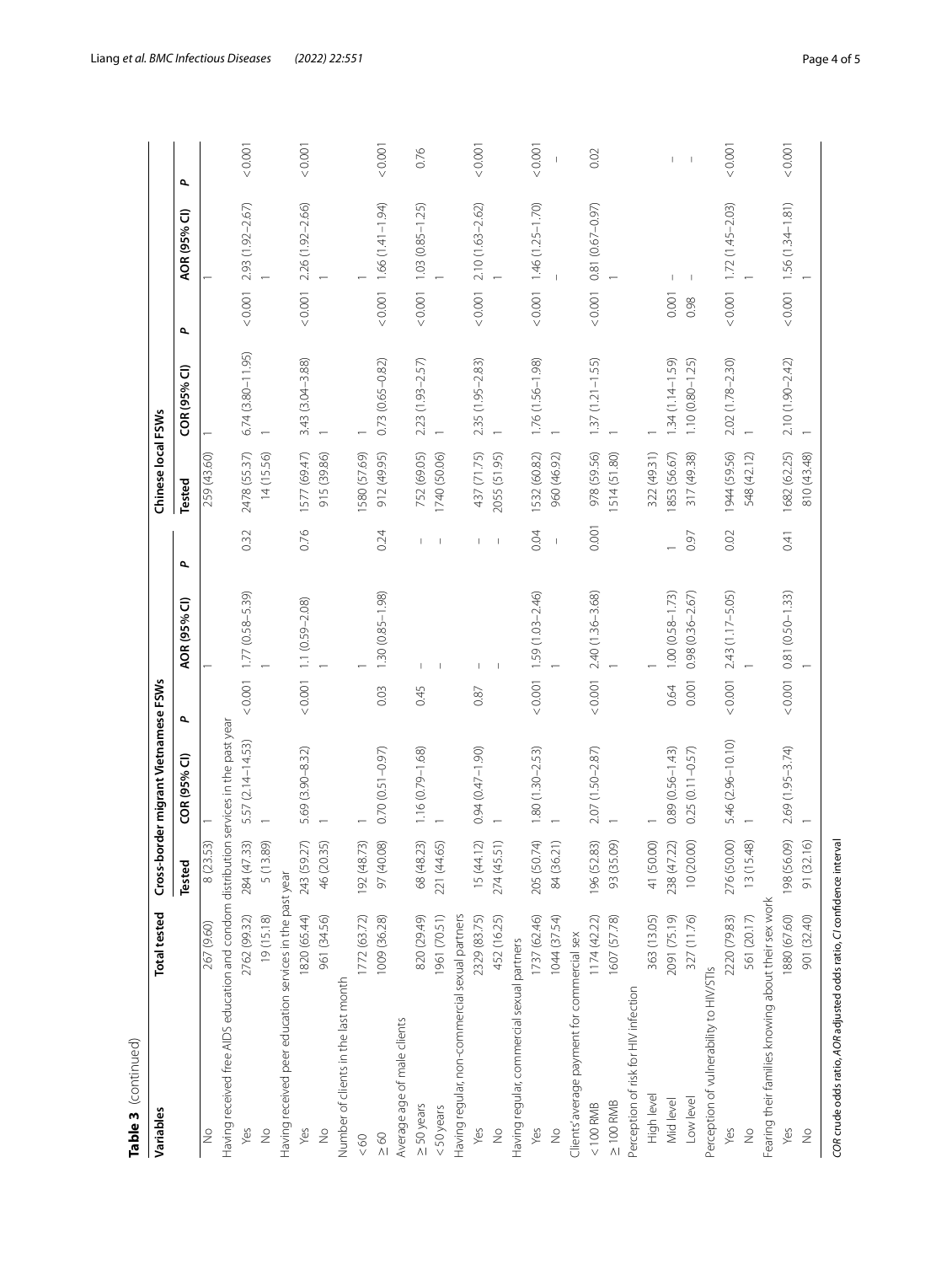**Table 3** (continued)

| Variables | Total tested | Cross-border migrant Vietnamese FSWs | | | | | Chinese local FSWs | | | | |
|---|---|---|---|---|---|---|---|---|---|---|---|
| | | Tested | COR (95% CI) | *P* | AOR (95% CI) | *P* | Tested | COR (95% CI) | *P* | AOR (95% CI) | *P* |
| No | 267 (9.60) | 8 (23.53) | 1 | | 1 | | 259 (43.60) | 1 | | 1 | |
| Having received free AIDS education and condom distribution services in the past year | | | | | | | | | | | |
| Yes | 2762 (99.32) | 284 (47.33) | 5.57 (2.14–14.53) | < 0.001 | 1.77 (0.58–5.39) | 0.32 | 2478 (55.37) | 6.74 (3.80–11.95) | < 0.001 | 2.93 (1.92–2.67) | < 0.001 |
| No | 19 (15.18) | 5 (13.89) | 1 | | 1 | | 14 (15.56) | 1 | | 1 | |
| Having received peer education services in the past year | | | | | | | | | | | |
| Yes | 1820 (65.44) | 243 (59.27) | 5.69 (3.90–8.32) | < 0.001 | 1.1 (0.59–2.08) | 0.76 | 1577 (69.47) | 3.43 (3.04–3.88) | < 0.001 | 2.26 (1.92–2.66) | < 0.001 |
| No | 961 (34.56) | 46 (20.35) | 1 | | 1 | | 915 (39.86) | 1 | | 1 | |
| Number of clients in the last month | | | | | | | | | | | |
| < 60 | 1772 (63.72) | 192 (48.73) | 1 | | 1 | | 1580 (57.69) | 1 | | 1 | |
| ≥ 60 | 1009 (36.28) | 97 (40.08) | 0.70 (0.51–0.97) | 0.03 | 1.30 (0.85–1.98) | 0.24 | 912 (49.95) | 0.73 (0.65–0.82) | < 0.001 | 1.66 (1.41–1.94) | < 0.001 |
| Average age of male clients | | | | | | | | | | | |
| ≥ 50 years | 820 (29.49) | 68 (48.23) | 1.16 (0.79–1.68) | 0.45 | – | – | 752 (69.05) | 2.23 (1.93–2.57) | < 0.001 | 1.03 (0.85–1.25) | 0.76 |
| < 50 years | 1961 (70.51) | 221 (44.65) | 1 | | – | – | 1740 (50.06) | 1 | | 1 | |
| Having regular, non-commercial sexual partners | | | | | | | | | | | |
| Yes | 2329 (83.75) | 15 (44.12) | 0.94 (0.47–1.90) | 0.87 | – | – | 437 (71.75) | 2.35 (1.95–2.83) | < 0.001 | 2.10 (1.63–2.62) | < 0.001 |
| No | 452 (16.25) | 274 (45.51) | 1 | | – | – | 2055 (51.95) | 1 | | 1 | |
| Having regular, commercial sexual partners | | | | | | | | | | | |
| Yes | 1737 (62.46) | 205 (50.74) | 1.80 (1.30–2.53) | < 0.001 | 1.59 (1.03–2.46) | 0.04 | 1532 (60.82) | 1.76 (1.56–1.98) | < 0.001 | 1.46 (1.25–1.70) | < 0.001 |
| No | 1044 (37.54) | 84 (36.21) | 1 | | 1 | – | 960 (46.92) | 1 | | – | – |
| Clients' average payment for commercial sex | | | | | | | | | | | |
| < 100 RMB | 1174 (42.22) | 196 (52.83) | 2.07 (1.50–2.87) | < 0.001 | 2.40 (1.36–3.68) | 0.001 | 978 (59.56) | 1.37 (1.21–1.55) | < 0.001 | 0.81 (0.67–0.97) | 0.02 |
| ≥ 100 RMB | 1607 (57.78) | 93 (35.09) | 1 | | 1 | | 1514 (51.80) | 1 | | 1 | |
| Perception of risk for HIV infection | | | | | | | | | | | |
| High level | 363 (13.05) | 41 (50.00) | 1 | | 1 | | 322 (49.31) | 1 | | | |
| Mid level | 2091 (75.19) | 238 (47.22) | 0.89 (0.56–1.43) | 0.64 | 1.00 (0.58–1.73) | 1 | 1853 (56.67) | 1.34 (1.14–1.59) | 0.001 | – | – |
| Low level | 327 (11.76) | 10 (20.00) | 0.25 (0.11–0.57) | 0.001 | 0.98 (0.36–2.67) | 0.97 | 317 (49.38) | 1.10 (0.80–1.25) | 0.98 | – | – |
| Perception of vulnerability to HIV/STIs | | | | | | | | | | | |
| Yes | 2220 (79.83) | 276 (50.00) | 5.46 (2.96–10.10) | < 0.001 | 2.43 (1.17–5.05) | 0.02 | 1944 (59.56) | 2.02 (1.78–2.30) | < 0.001 | 1.72 (1.45–2.03) | < 0.001 |
| No | 561 (20.17) | 13 (15.48) | 1 | | 1 | | 548 (42.12) | 1 | | 1 | |
| Fearing their families knowing about their sex work | | | | | | | | | | | |
| Yes | 1880 (67.60) | 198 (56.09) | 2.69 (1.95–3.74) | < 0.001 | 0.81 (0.50–1.33) | 0.41 | 1682 (62.25) | 2.10 (1.90–2.42) | < 0.001 | 1.56 (1.34–1.81) | < 0.001 |
| No | 901 (32.40) | 91 (32.16) | 1 | | 1 | | 810 (43.48) | 1 | | 1 | |

*COR* crude odds ratio, *AOR* adjusted odds ratio, *CI* confidence interval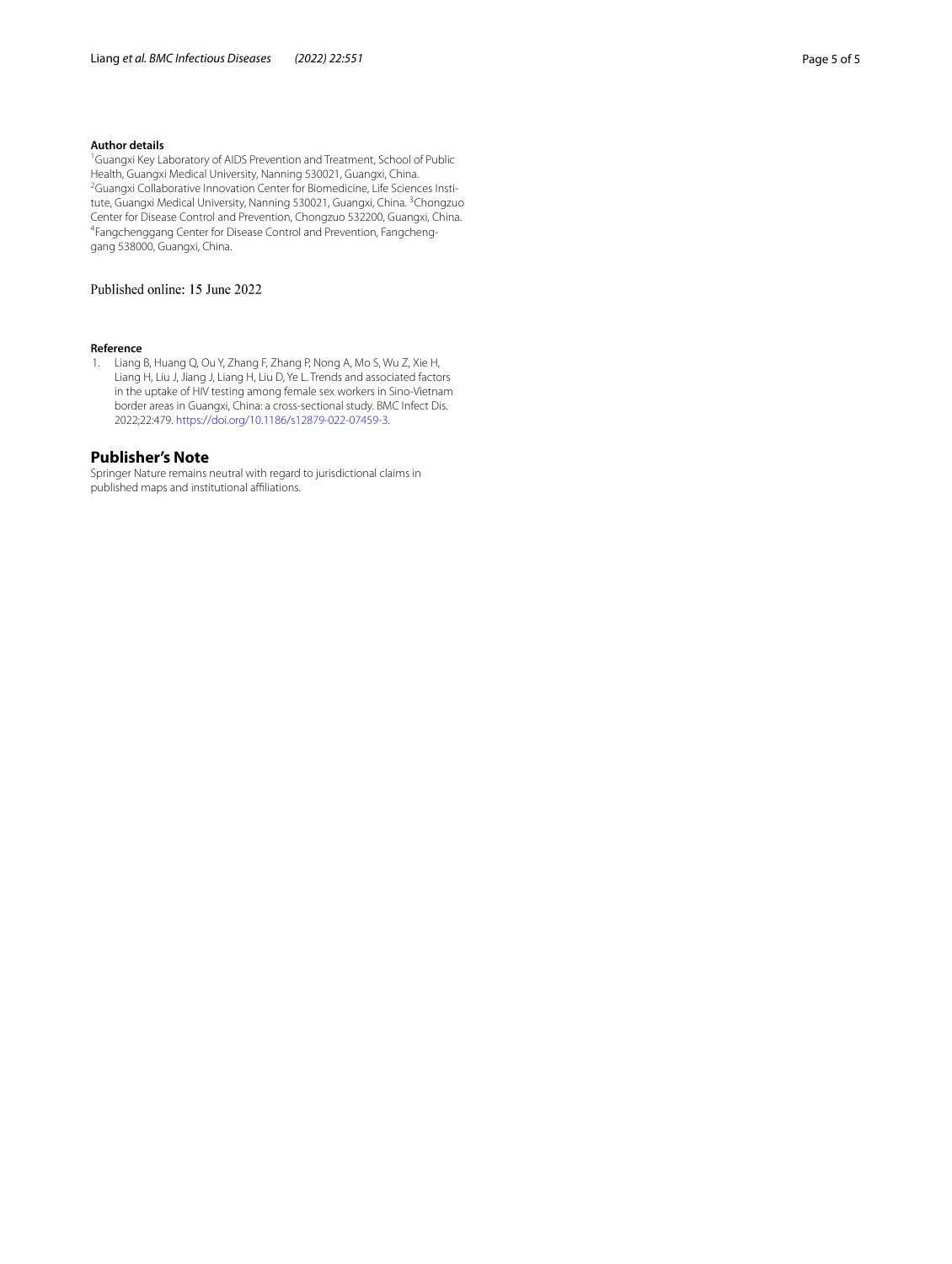#### Author details

[1]Guangxi Key Laboratory of AIDS Prevention and Treatment, School of Public Health, Guangxi Medical University, Nanning 530021, Guangxi, China. [2]Guangxi Collaborative Innovation Center for Biomedicine, Life Sciences Institute, Guangxi Medical University, Nanning 530021, Guangxi, China. [3]Chongzuo Center for Disease Control and Prevention, Chongzuo 532200, Guangxi, China. [4]Fangchenggang Center for Disease Control and Prevention, Fangchenggang 538000, Guangxi, China.

Published online: 15 June 2022

#### Reference

1. Liang B, Huang Q, Ou Y, Zhang F, Zhang P, Nong A, Mo S, Wu Z, Xie H, Liang H, Liu J, Jiang J, Liang H, Liu D, Ye L. Trends and associated factors in the uptake of HIV testing among female sex workers in Sino-Vietnam border areas in Guangxi, China: a cross-sectional study. BMC Infect Dis. 2022;22:479. https://doi.org/10.1186/s12879-022-07459-3.

## Publisher's Note

Springer Nature remains neutral with regard to jurisdictional claims in published maps and institutional affiliations.